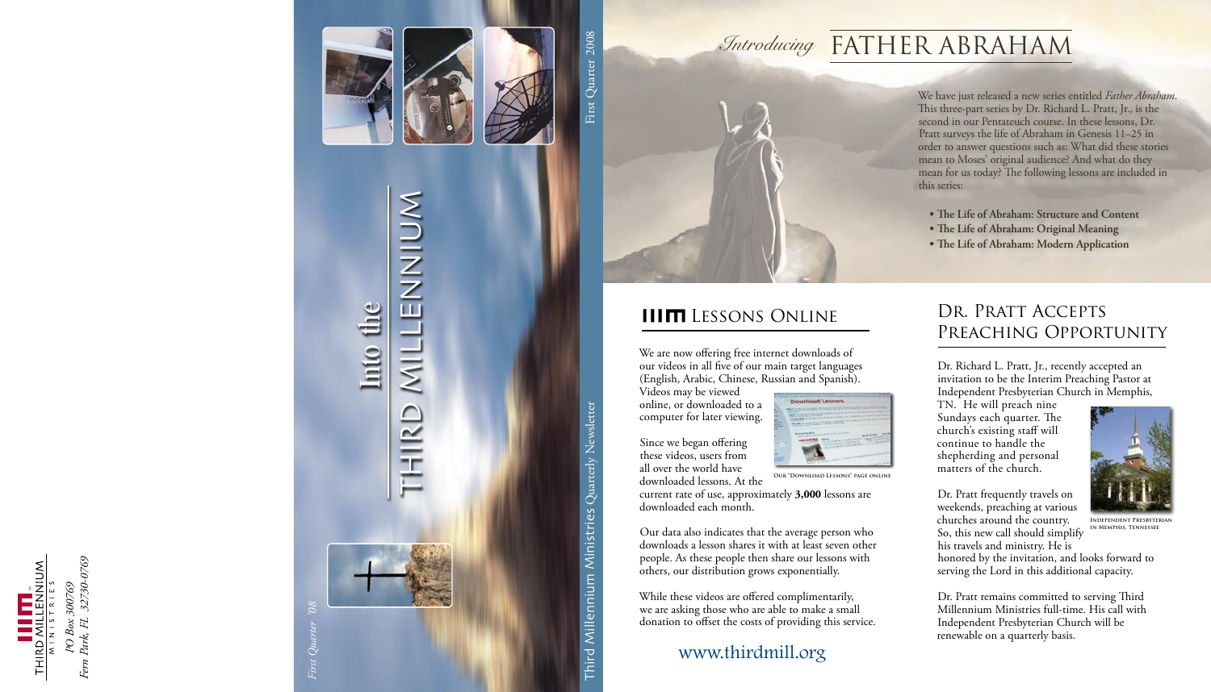THIRD MILLENNIUM MINISTRIES

*PO Box 300769*
*Fern Park, FL 32730-0769*

*First Quarter '08*

# Into the THIRD MILLENNIUM

First Quarter 2008

Third Millennium Ministries Quarterly Newsletter

# *Introducing* FATHER ABRAHAM

We have just released a new series entitled *Father Abraham*. This three-part series by Dr. Richard L. Pratt, Jr., is the second in our Pentateuch course. In these lessons, Dr. Pratt surveys the life of Abraham in Genesis 11–25 in order to answer questions such as: What did these stories mean to Moses' original audience? And what do they mean for us today? The following lessons are included in this series:

- **The Life of Abraham: Structure and Content**
- **The Life of Abraham: Original Meaning**
- **The Life of Abraham: Modern Application**

## IIIM Lessons Online

We are now offering free internet downloads of our videos in all five of our main target languages (English, Arabic, Chinese, Russian and Spanish). Videos may be viewed online, or downloaded to a computer for later viewing.

Our "Download Lessons" page online

Since we began offering these videos, users from all over the world have downloaded lessons. At the current rate of use, approximately **3,000** lessons are downloaded each month.

Our data also indicates that the average person who downloads a lesson shares it with at least seven other people. As these people then share our lessons with others, our distribution grows exponentially.

While these videos are offered complimentarily, we are asking those who are able to make a small donation to offset the costs of providing this service.

www.thirdmill.org

## Dr. Pratt Accepts Preaching Opportunity

Dr. Richard L. Pratt, Jr., recently accepted an invitation to be the Interim Preaching Pastor at Independent Presbyterian Church in Memphis, TN. He will preach nine Sundays each quarter. The church's existing staff will continue to handle the shepherding and personal matters of the church.

Independent Presbyterian in Memphis, Tennessee

Dr. Pratt frequently travels on weekends, preaching at various churches around the country. So, this new call should simplify his travels and ministry. He is honored by the invitation, and looks forward to serving the Lord in this additional capacity.

Dr. Pratt remains committed to serving Third Millennium Ministries full-time. His call with Independent Presbyterian Church will be renewable on a quarterly basis.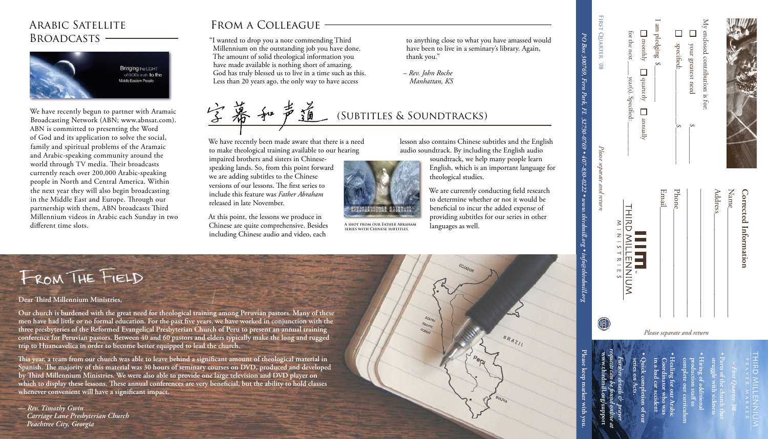## Arabic Satellite Broadcasts

Bringing the LIGHT of GOD's truth to the Middle Eastern People

We have recently begun to partner with Aramaic Broadcasting Network (ABN; www.abnsat.com). ABN is committed to presenting the Word of God and its application to solve the social, family and spiritual problems of the Aramaic and Arabic-speaking community around the world through TV media. Their broadcasts currently reach over 200,000 Arabic-speaking people in North and Central America. Within the next year they will also begin broadcasting in the Middle East and Europe. Through our partnership with them, ABN broadcasts Third Millennium videos in Arabic each Sunday in two different time slots.

## From a Colleague

"I wanted to drop you a note commending Third Millennium on the outstanding job you have done. The amount of solid theological information you have made available is nothing short of amazing. God has truly blessed us to live in a time such as this. Less than 20 years ago, the only way to have access to anything close to what you have amassed would have been to live in a seminary's library. Again, thank you."

*– Rev. John Roche*
*Manhattan, KS*

## 字幕和声道 (Subtitles & Soundtracks)

We have recently been made aware that there is a need to make theological training available to our hearing impaired brothers and sisters in Chinese-speaking lands. So, from this point forward we are adding subtitles to the Chinese versions of our lessons. The first series to include this feature was *Father Abraham* released in late November.

At this point, the lessons we produce in Chinese are quite comprehensive. Besides including Chinese audio and video, each lesson also contains Chinese subtitles and the English audio soundtrack. By including the English audio soundtrack, we help many people learn English, which is an important language for theological studies.

A shot from our Father Abraham series with Chinese subtitles.

We are currently conducting field research to determine whether or not it would be beneficial to incur the added expense of providing subtitles for our series in other languages as well.

## From the Field

**Dear Third Millennium Ministries,**

**Our church is burdened with the great need for theological training among Peruvian pastors. Many of these men have had little or no formal education. For the past five years, we have worked in conjunction with the three presbyteries of the Reformed Evangelical Presbyterian Church of Peru to present an annual training conference for Peruvian pastors. Between 40 and 60 pastors and elders typically make the long and rugged trip to Huancavelica in order to become better equipped to lead the church.**

**This year, a team from our church was able to leave behind a significant amount of theological material in Spanish. The majority of this material was 30 hours of seminary courses on DVD, produced and developed by Third Millennium Ministries. We were also able to provide one large television and DVD player on which to display these lessons. These annual conferences are very beneficial, but the ability to hold classes whenever convenient will have a significant impact.**

***— Rev. Timothy Gwin***
***Carriage Lane Presbyterian Church***
***Peachtree City, Georgia***

---

My enclosed contribution is for:

☐ your greatest need $\_\_\_\_\_\_

☐ specified:\_\_\_\_\_\_\_\_\_\_ $\_\_\_\_\_\_

I am pledging $\_\_\_\_\_\_

☐ monthly ☐ quarterly ☐ annually

for the next \_\_\_\_ year(s). Specified:\_\_\_\_\_\_

**Corrected Information**

Name \_\_\_\_\_\_\_\_\_\_

Address \_\_\_\_\_\_\_\_\_\_

Phone \_\_\_\_\_\_\_\_\_\_

Email \_\_\_\_\_\_\_\_\_\_

First Quarter '08

*Please separate and return*

Third Millennium Ministries

PO Box 300769, Fern Park, FL 32730-0769 • 407-830-0222 • www.thirdmill.org • info@thirdmill.org

*Please separate and return*

---

Third Millennium
Prayer Marker

*– First Quarter '08 –*

- **Parts of the church that struggle with sickness**
- **Hiring of additional production staff to complete our curriculum**
- **Healing for our Arabic Coordinator who was in a bad car accident**
- **Quick completion of our series on Acts.**

***Further details & prayer requests can be found online at*** **www.thirdmill.org/support**

**Please keep marker with you.**